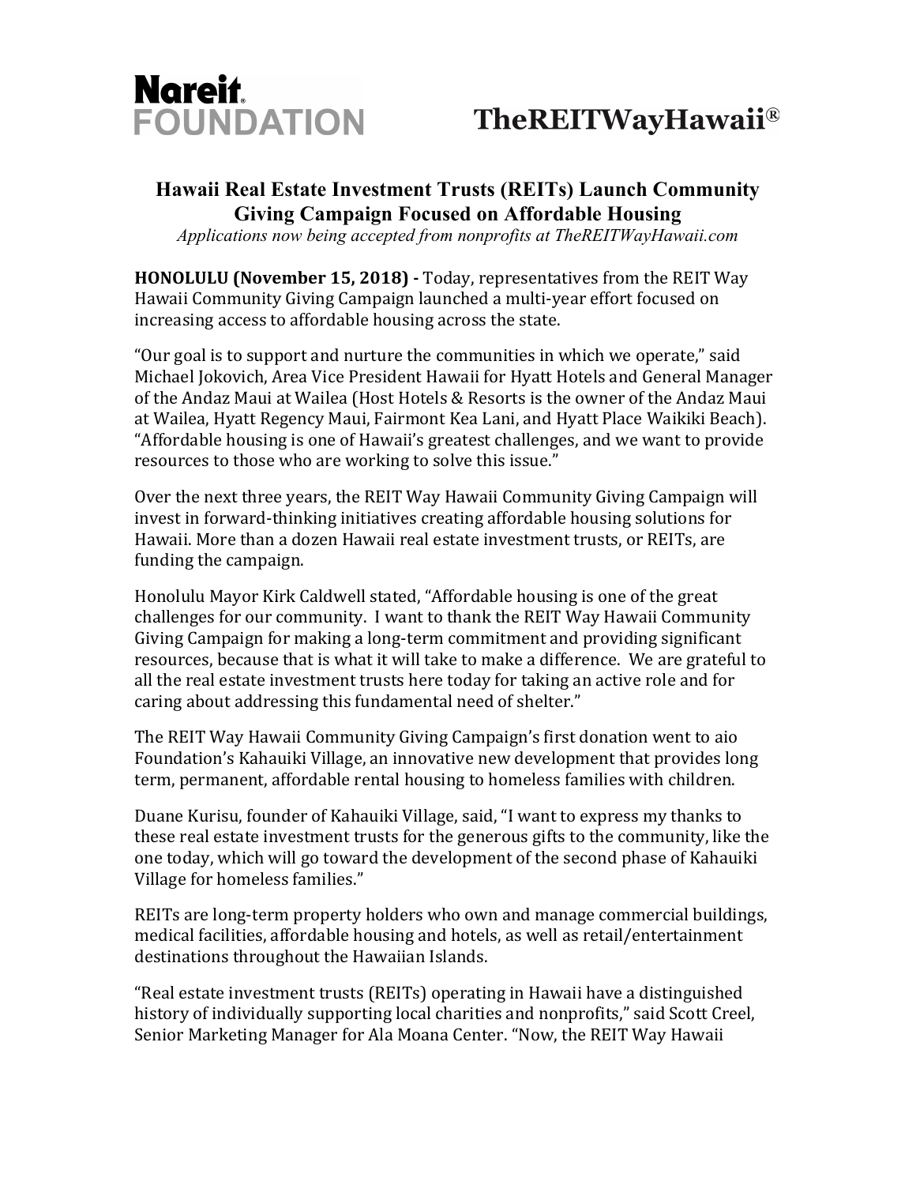**Nareit FOUNDATION**

**TheREITWayHawaii®**

# Hawaii Real Estate Investment Trusts (REITs) Launch Community Giving Campaign Focused on Affordable Housing

*Applications now being accepted from nonprofits at TheREITWayHawaii.com*

**HONOLULU (November 15, 2018) -** Today, representatives from the REIT Way Hawaii Community Giving Campaign launched a multi-year effort focused on increasing access to affordable housing across the state.

"Our goal is to support and nurture the communities in which we operate," said Michael Jokovich, Area Vice President Hawaii for Hyatt Hotels and General Manager of the Andaz Maui at Wailea (Host Hotels & Resorts is the owner of the Andaz Maui at Wailea, Hyatt Regency Maui, Fairmont Kea Lani, and Hyatt Place Waikiki Beach). "Affordable housing is one of Hawaii's greatest challenges, and we want to provide resources to those who are working to solve this issue."

Over the next three years, the REIT Way Hawaii Community Giving Campaign will invest in forward-thinking initiatives creating affordable housing solutions for Hawaii. More than a dozen Hawaii real estate investment trusts, or REITs, are funding the campaign.

Honolulu Mayor Kirk Caldwell stated, "Affordable housing is one of the great challenges for our community. I want to thank the REIT Way Hawaii Community Giving Campaign for making a long-term commitment and providing significant resources, because that is what it will take to make a difference. We are grateful to all the real estate investment trusts here today for taking an active role and for caring about addressing this fundamental need of shelter."

The REIT Way Hawaii Community Giving Campaign's first donation went to aio Foundation's Kahauiki Village, an innovative new development that provides long term, permanent, affordable rental housing to homeless families with children.

Duane Kurisu, founder of Kahauiki Village, said, "I want to express my thanks to these real estate investment trusts for the generous gifts to the community, like the one today, which will go toward the development of the second phase of Kahauiki Village for homeless families."

REITs are long-term property holders who own and manage commercial buildings, medical facilities, affordable housing and hotels, as well as retail/entertainment destinations throughout the Hawaiian Islands.

"Real estate investment trusts (REITs) operating in Hawaii have a distinguished history of individually supporting local charities and nonprofits," said Scott Creel, Senior Marketing Manager for Ala Moana Center. "Now, the REIT Way Hawaii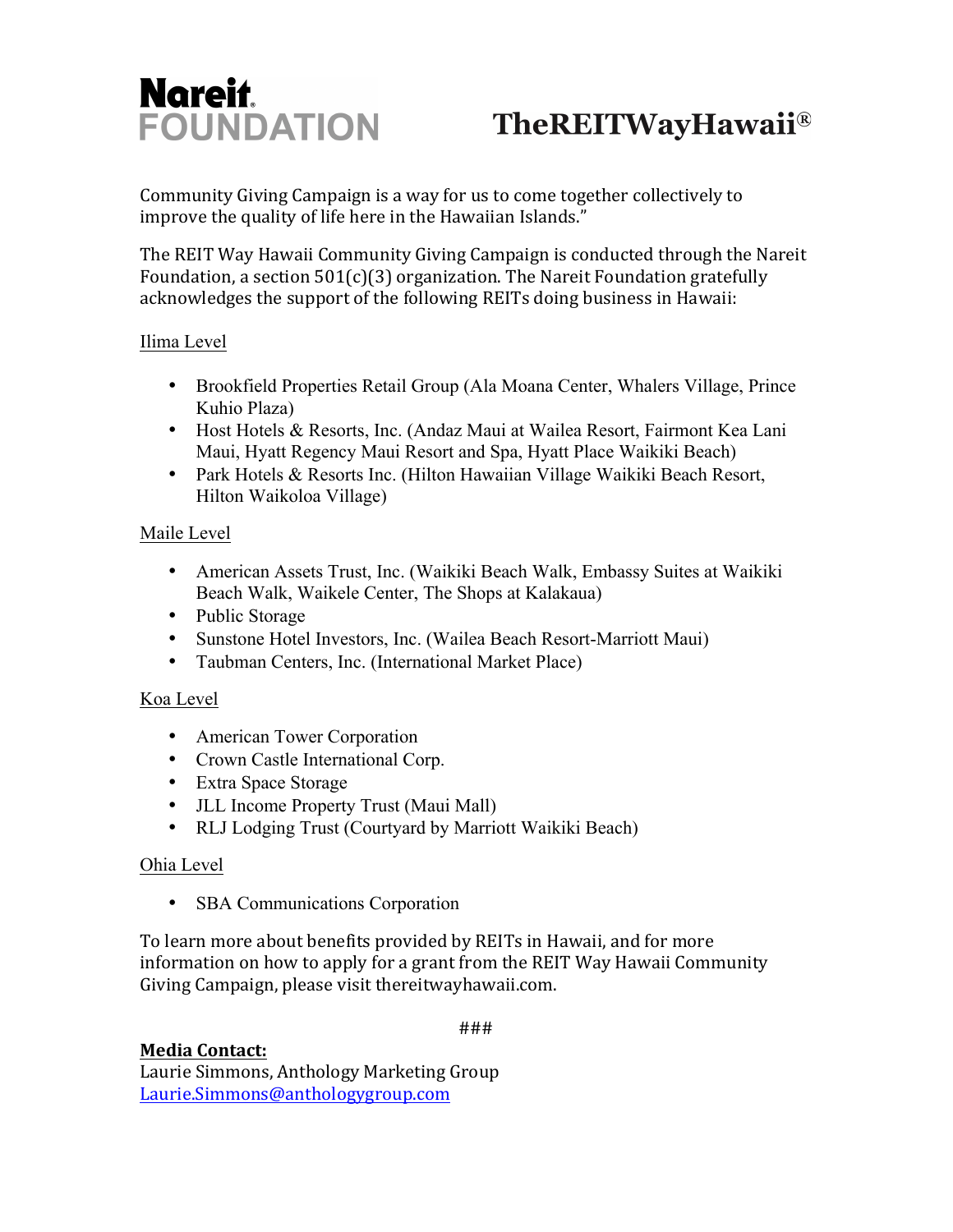**Nareit FOUNDATION** **TheREITWayHawaii®**

Community Giving Campaign is a way for us to come together collectively to improve the quality of life here in the Hawaiian Islands."

The REIT Way Hawaii Community Giving Campaign is conducted through the Nareit Foundation, a section 501(c)(3) organization. The Nareit Foundation gratefully acknowledges the support of the following REITs doing business in Hawaii:

<u>Ilima Level</u>

- Brookfield Properties Retail Group (Ala Moana Center, Whalers Village, Prince Kuhio Plaza)
- Host Hotels & Resorts, Inc. (Andaz Maui at Wailea Resort, Fairmont Kea Lani Maui, Hyatt Regency Maui Resort and Spa, Hyatt Place Waikiki Beach)
- Park Hotels & Resorts Inc. (Hilton Hawaiian Village Waikiki Beach Resort, Hilton Waikoloa Village)

<u>Maile Level</u>

- American Assets Trust, Inc. (Waikiki Beach Walk, Embassy Suites at Waikiki Beach Walk, Waikele Center, The Shops at Kalakaua)
- Public Storage
- Sunstone Hotel Investors, Inc. (Wailea Beach Resort-Marriott Maui)
- Taubman Centers, Inc. (International Market Place)

<u>Koa Level</u>

- American Tower Corporation
- Crown Castle International Corp.
- Extra Space Storage
- JLL Income Property Trust (Maui Mall)
- RLJ Lodging Trust (Courtyard by Marriott Waikiki Beach)

<u>Ohia Level</u>

- SBA Communications Corporation

To learn more about benefits provided by REITs in Hawaii, and for more information on how to apply for a grant from the REIT Way Hawaii Community Giving Campaign, please visit thereitwayhawaii.com.

###

**<u>Media Contact:</u>**
Laurie Simmons, Anthology Marketing Group
Laurie.Simmons@anthologygroup.com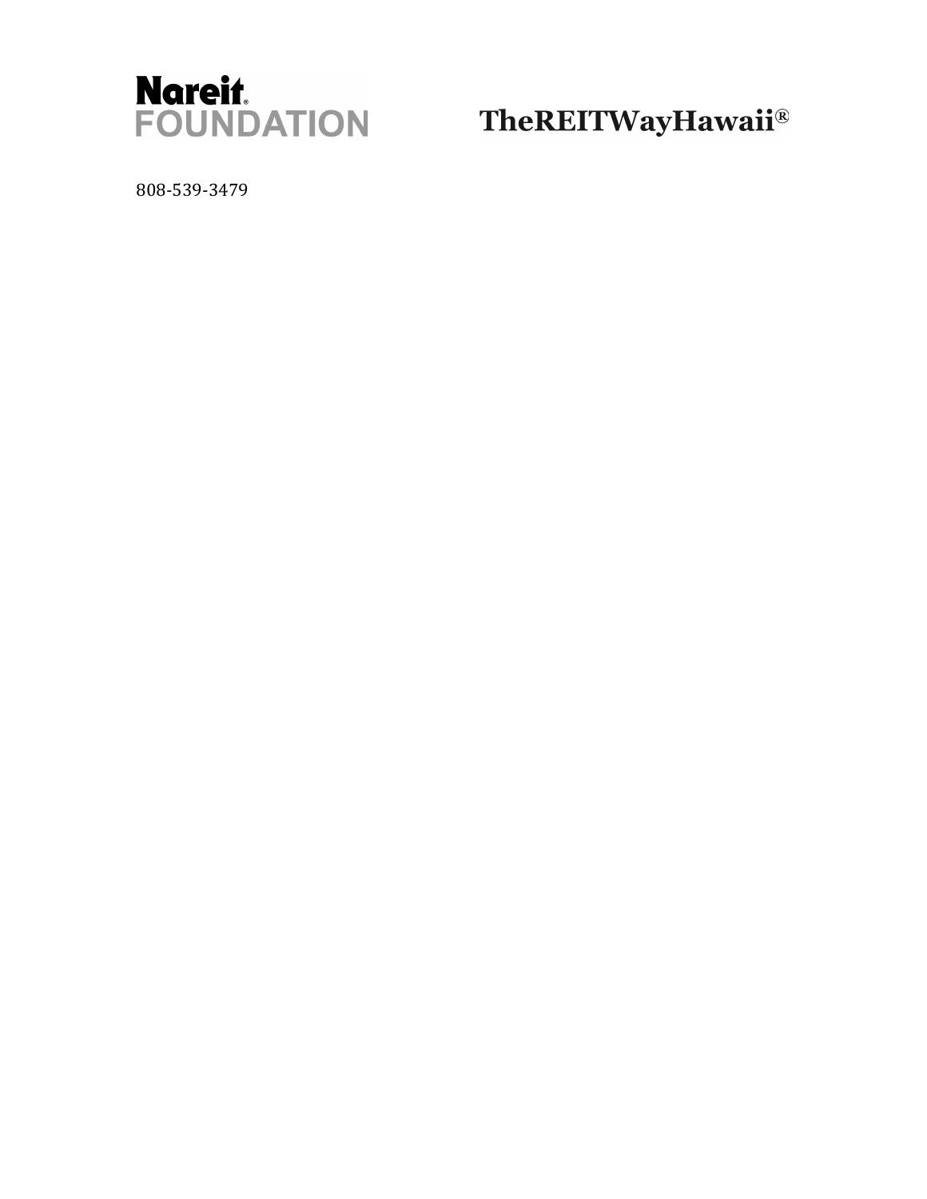Nareit® FOUNDATION

**TheREITWayHawaii®**

808-539-3479